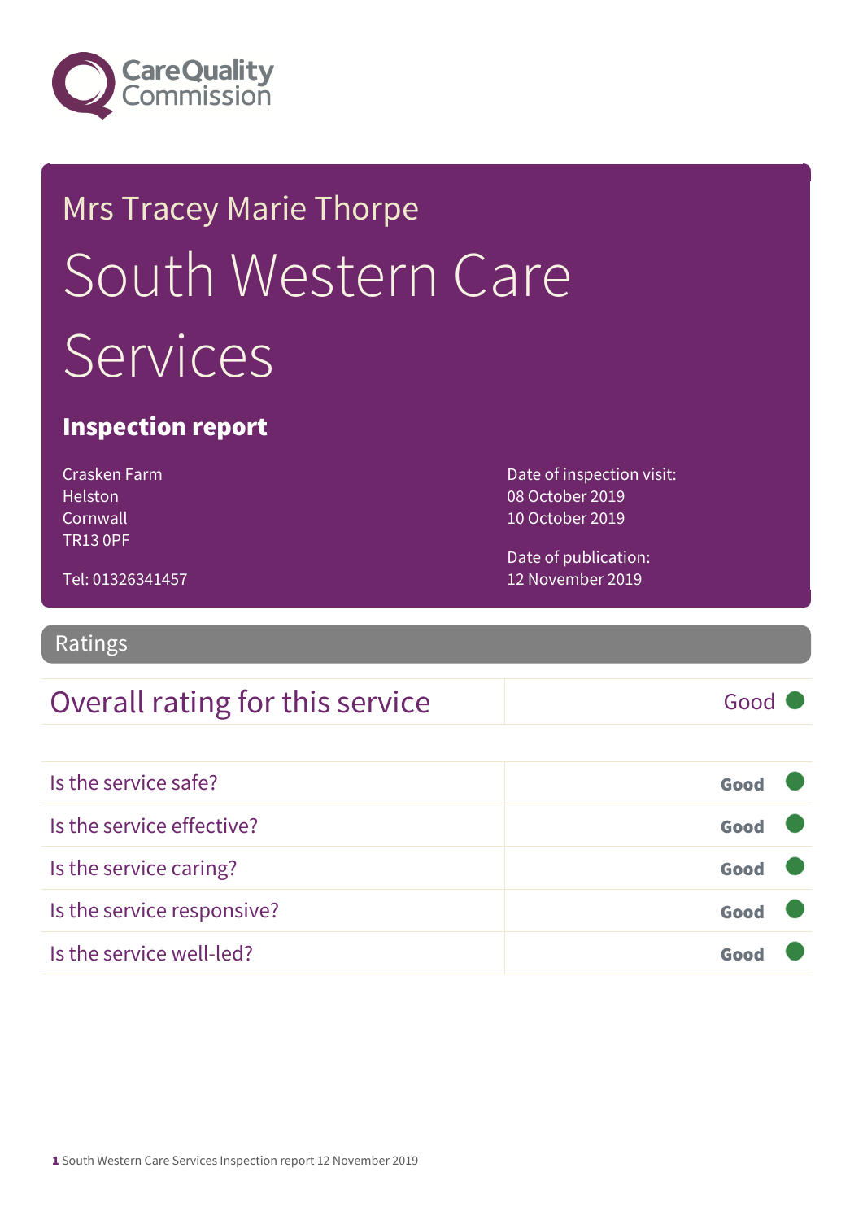Mrs Tracey Marie Thorpe

# South Western Care Services

## Inspection report

Crasken Farm
Helston
Cornwall
TR13 0PF

Tel: 01326341457

Date of inspection visit:
08 October 2019
10 October 2019

Date of publication:
12 November 2019

## Ratings

| Overall rating for this service | Good |
|---|---|

| | |
|---|---|
| Is the service safe? | **Good** |
| Is the service effective? | **Good** |
| Is the service caring? | **Good** |
| Is the service responsive? | **Good** |
| Is the service well-led? | **Good** |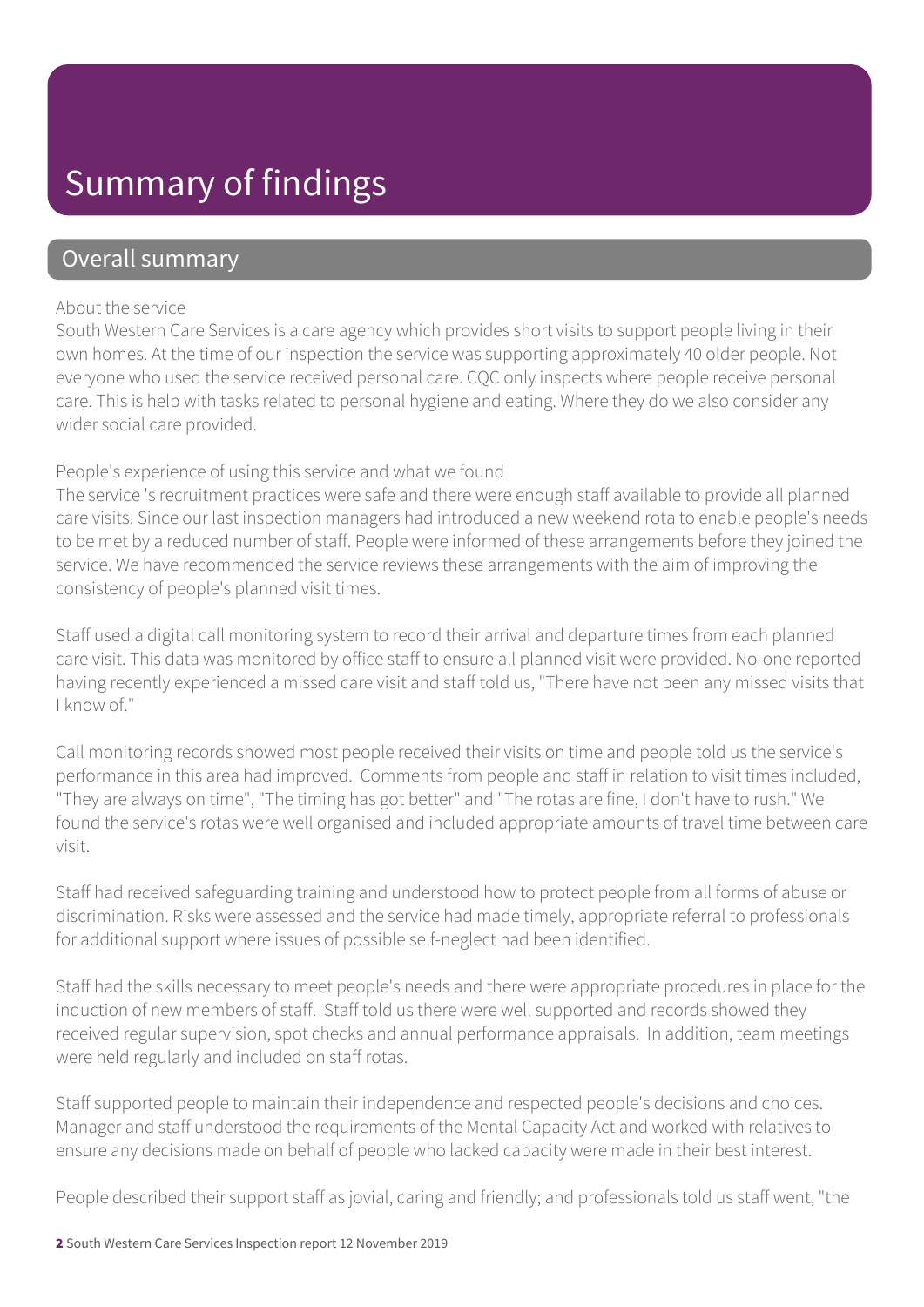# Summary of findings

## Overall summary

About the service

South Western Care Services is a care agency which provides short visits to support people living in their own homes. At the time of our inspection the service was supporting approximately 40 older people. Not everyone who used the service received personal care. CQC only inspects where people receive personal care. This is help with tasks related to personal hygiene and eating. Where they do we also consider any wider social care provided.

People's experience of using this service and what we found

The service 's recruitment practices were safe and there were enough staff available to provide all planned care visits. Since our last inspection managers had introduced a new weekend rota to enable people's needs to be met by a reduced number of staff. People were informed of these arrangements before they joined the service. We have recommended the service reviews these arrangements with the aim of improving the consistency of people's planned visit times.

Staff used a digital call monitoring system to record their arrival and departure times from each planned care visit. This data was monitored by office staff to ensure all planned visit were provided. No-one reported having recently experienced a missed care visit and staff told us, "There have not been any missed visits that I know of."

Call monitoring records showed most people received their visits on time and people told us the service's performance in this area had improved. Comments from people and staff in relation to visit times included, "They are always on time", "The timing has got better" and "The rotas are fine, I don't have to rush." We found the service's rotas were well organised and included appropriate amounts of travel time between care visit.

Staff had received safeguarding training and understood how to protect people from all forms of abuse or discrimination. Risks were assessed and the service had made timely, appropriate referral to professionals for additional support where issues of possible self-neglect had been identified.

Staff had the skills necessary to meet people's needs and there were appropriate procedures in place for the induction of new members of staff. Staff told us there were well supported and records showed they received regular supervision, spot checks and annual performance appraisals. In addition, team meetings were held regularly and included on staff rotas.

Staff supported people to maintain their independence and respected people's decisions and choices. Manager and staff understood the requirements of the Mental Capacity Act and worked with relatives to ensure any decisions made on behalf of people who lacked capacity were made in their best interest.

People described their support staff as jovial, caring and friendly; and professionals told us staff went, "the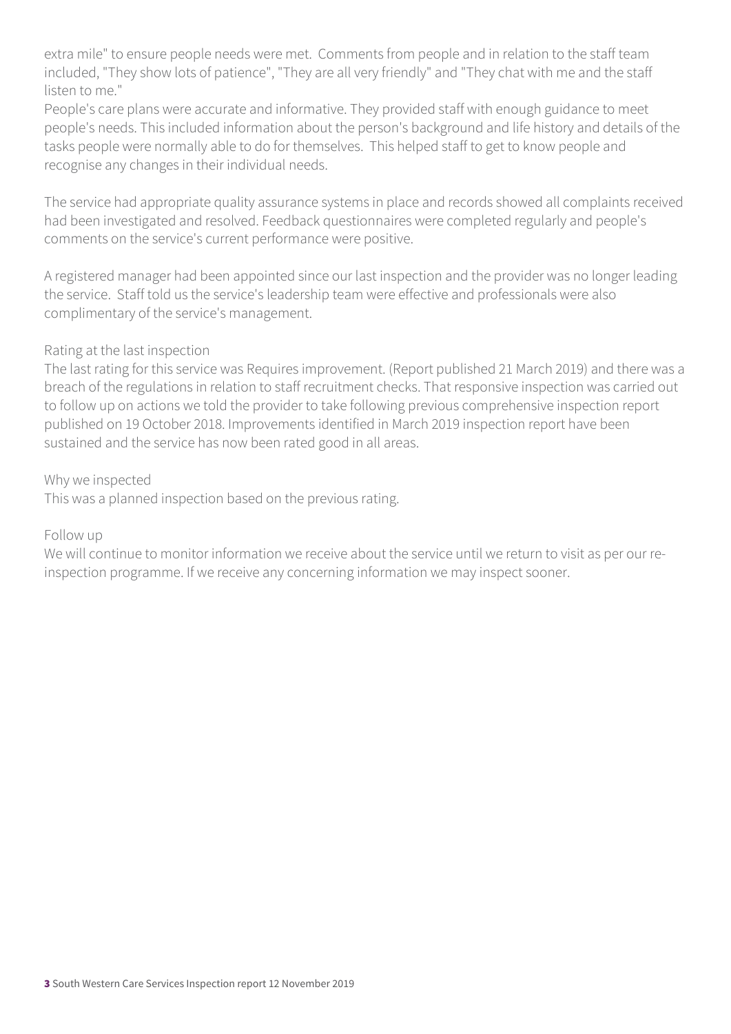extra mile" to ensure people needs were met. Comments from people and in relation to the staff team included, "They show lots of patience", "They are all very friendly" and "They chat with me and the staff listen to me."

People's care plans were accurate and informative. They provided staff with enough guidance to meet people's needs. This included information about the person's background and life history and details of the tasks people were normally able to do for themselves. This helped staff to get to know people and recognise any changes in their individual needs.

The service had appropriate quality assurance systems in place and records showed all complaints received had been investigated and resolved. Feedback questionnaires were completed regularly and people's comments on the service's current performance were positive.

A registered manager had been appointed since our last inspection and the provider was no longer leading the service. Staff told us the service's leadership team were effective and professionals were also complimentary of the service's management.

Rating at the last inspection

The last rating for this service was Requires improvement. (Report published 21 March 2019) and there was a breach of the regulations in relation to staff recruitment checks. That responsive inspection was carried out to follow up on actions we told the provider to take following previous comprehensive inspection report published on 19 October 2018. Improvements identified in March 2019 inspection report have been sustained and the service has now been rated good in all areas.

Why we inspected

This was a planned inspection based on the previous rating.

Follow up

We will continue to monitor information we receive about the service until we return to visit as per our re-inspection programme. If we receive any concerning information we may inspect sooner.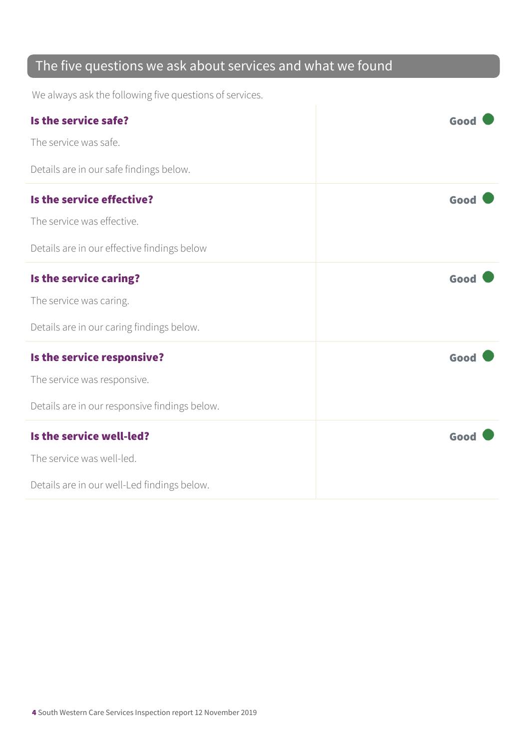## The five questions we ask about services and what we found

We always ask the following five questions of services.

| | |
|---|---|
| **Is the service safe?**<br><br>The service was safe.<br><br>Details are in our safe findings below. | **Good** |
| **Is the service effective?**<br><br>The service was effective.<br><br>Details are in our effective findings below | **Good** |
| **Is the service caring?**<br><br>The service was caring.<br><br>Details are in our caring findings below. | **Good** |
| **Is the service responsive?**<br><br>The service was responsive.<br><br>Details are in our responsive findings below. | **Good** |
| **Is the service well-led?**<br><br>The service was well-led.<br><br>Details are in our well-Led findings below. | **Good** |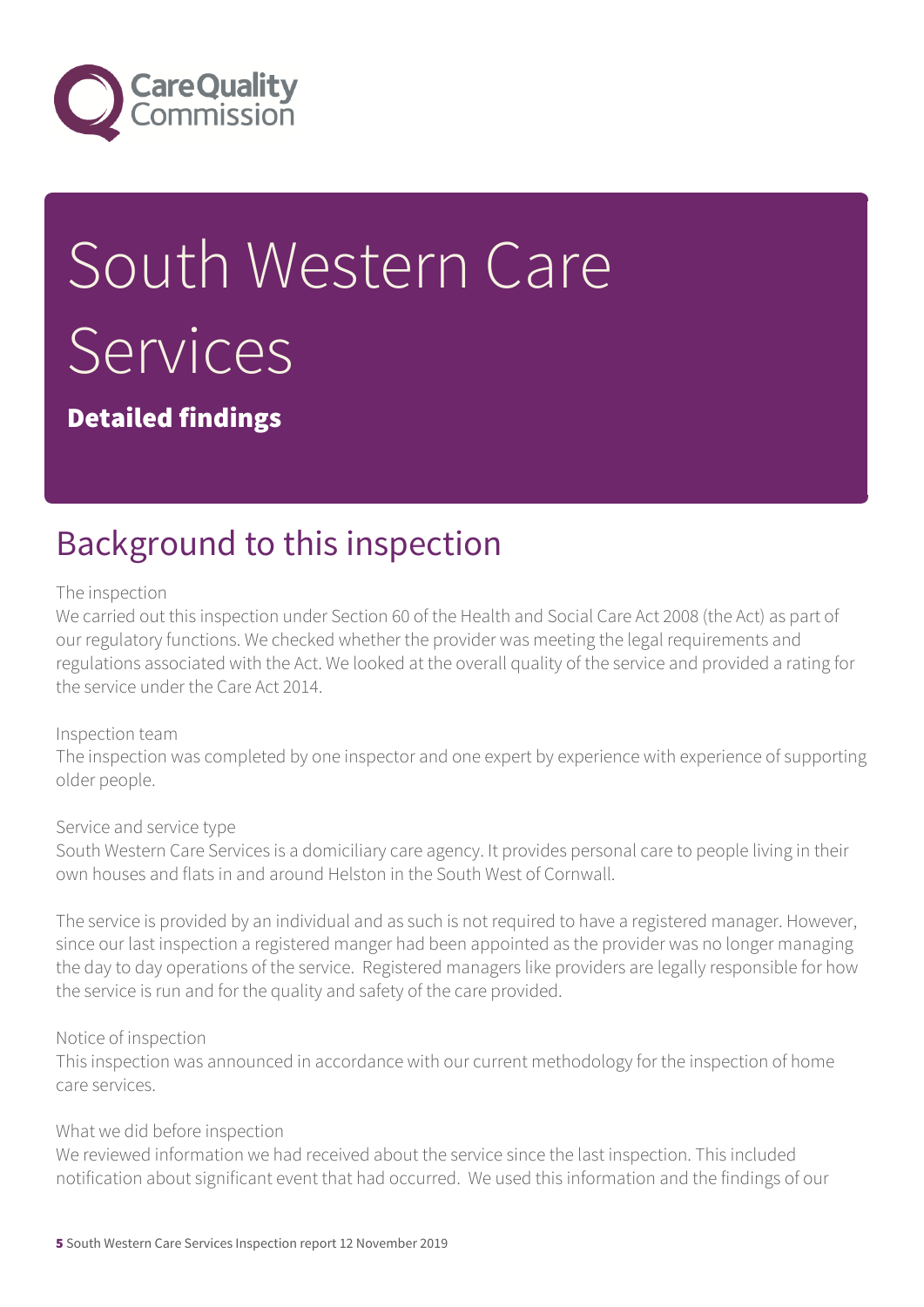# South Western Care Services

**Detailed findings**

## Background to this inspection

The inspection

We carried out this inspection under Section 60 of the Health and Social Care Act 2008 (the Act) as part of our regulatory functions. We checked whether the provider was meeting the legal requirements and regulations associated with the Act. We looked at the overall quality of the service and provided a rating for the service under the Care Act 2014.

Inspection team

The inspection was completed by one inspector and one expert by experience with experience of supporting older people.

Service and service type

South Western Care Services is a domiciliary care agency. It provides personal care to people living in their own houses and flats in and around Helston in the South West of Cornwall.

The service is provided by an individual and as such is not required to have a registered manager. However, since our last inspection a registered manger had been appointed as the provider was no longer managing the day to day operations of the service. Registered managers like providers are legally responsible for how the service is run and for the quality and safety of the care provided.

Notice of inspection

This inspection was announced in accordance with our current methodology for the inspection of home care services.

What we did before inspection

We reviewed information we had received about the service since the last inspection. This included notification about significant event that had occurred. We used this information and the findings of our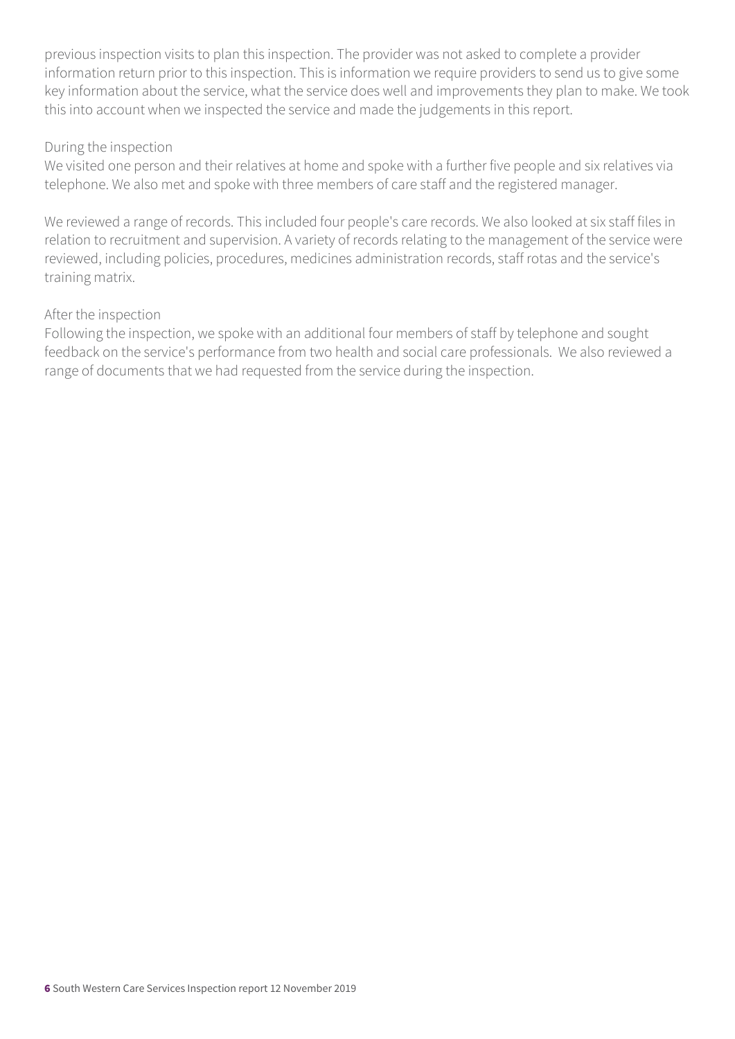previous inspection visits to plan this inspection. The provider was not asked to complete a provider information return prior to this inspection. This is information we require providers to send us to give some key information about the service, what the service does well and improvements they plan to make. We took this into account when we inspected the service and made the judgements in this report.

During the inspection

We visited one person and their relatives at home and spoke with a further five people and six relatives via telephone. We also met and spoke with three members of care staff and the registered manager.

We reviewed a range of records. This included four people's care records. We also looked at six staff files in relation to recruitment and supervision. A variety of records relating to the management of the service were reviewed, including policies, procedures, medicines administration records, staff rotas and the service's training matrix.

After the inspection

Following the inspection, we spoke with an additional four members of staff by telephone and sought feedback on the service's performance from two health and social care professionals. We also reviewed a range of documents that we had requested from the service during the inspection.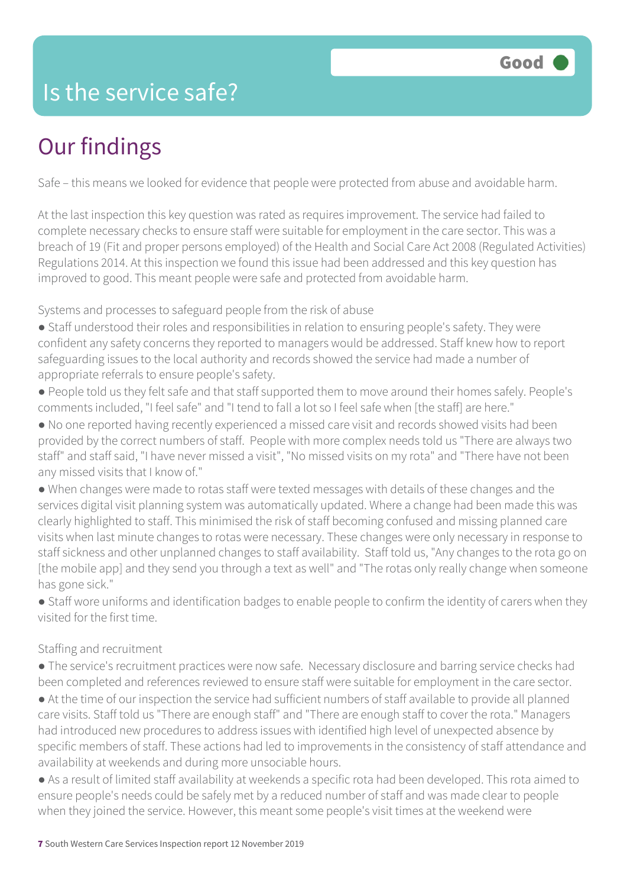# Is the service safe?

Good

## Our findings

Safe – this means we looked for evidence that people were protected from abuse and avoidable harm.

At the last inspection this key question was rated as requires improvement. The service had failed to complete necessary checks to ensure staff were suitable for employment in the care sector. This was a breach of 19 (Fit and proper persons employed) of the Health and Social Care Act 2008 (Regulated Activities) Regulations 2014. At this inspection we found this issue had been addressed and this key question has improved to good. This meant people were safe and protected from avoidable harm.

Systems and processes to safeguard people from the risk of abuse

- Staff understood their roles and responsibilities in relation to ensuring people's safety. They were confident any safety concerns they reported to managers would be addressed. Staff knew how to report safeguarding issues to the local authority and records showed the service had made a number of appropriate referrals to ensure people's safety.
- People told us they felt safe and that staff supported them to move around their homes safely. People's comments included, "I feel safe" and "I tend to fall a lot so I feel safe when [the staff] are here."
- No one reported having recently experienced a missed care visit and records showed visits had been provided by the correct numbers of staff. People with more complex needs told us "There are always two staff" and staff said, "I have never missed a visit", "No missed visits on my rota" and "There have not been any missed visits that I know of."
- When changes were made to rotas staff were texted messages with details of these changes and the services digital visit planning system was automatically updated. Where a change had been made this was clearly highlighted to staff. This minimised the risk of staff becoming confused and missing planned care visits when last minute changes to rotas were necessary. These changes were only necessary in response to staff sickness and other unplanned changes to staff availability. Staff told us, "Any changes to the rota go on [the mobile app] and they send you through a text as well" and "The rotas only really change when someone has gone sick."
- Staff wore uniforms and identification badges to enable people to confirm the identity of carers when they visited for the first time.

Staffing and recruitment

- The service's recruitment practices were now safe. Necessary disclosure and barring service checks had been completed and references reviewed to ensure staff were suitable for employment in the care sector.
- At the time of our inspection the service had sufficient numbers of staff available to provide all planned care visits. Staff told us "There are enough staff" and "There are enough staff to cover the rota." Managers had introduced new procedures to address issues with identified high level of unexpected absence by specific members of staff. These actions had led to improvements in the consistency of staff attendance and availability at weekends and during more unsociable hours.
- As a result of limited staff availability at weekends a specific rota had been developed. This rota aimed to ensure people's needs could be safely met by a reduced number of staff and was made clear to people when they joined the service. However, this meant some people's visit times at the weekend were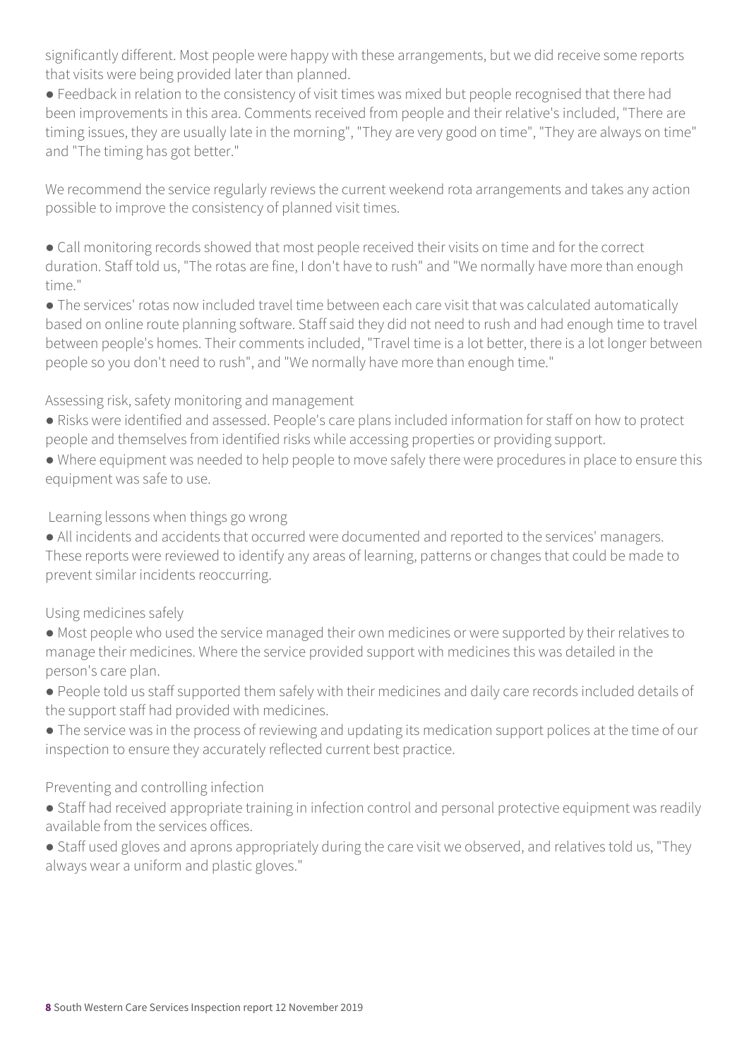significantly different. Most people were happy with these arrangements, but we did receive some reports that visits were being provided later than planned.

- Feedback in relation to the consistency of visit times was mixed but people recognised that there had been improvements in this area. Comments received from people and their relative's included, "There are timing issues, they are usually late in the morning", "They are very good on time", "They are always on time" and "The timing has got better."

We recommend the service regularly reviews the current weekend rota arrangements and takes any action possible to improve the consistency of planned visit times.

- Call monitoring records showed that most people received their visits on time and for the correct duration. Staff told us, "The rotas are fine, I don't have to rush" and "We normally have more than enough time."
- The services' rotas now included travel time between each care visit that was calculated automatically based on online route planning software. Staff said they did not need to rush and had enough time to travel between people's homes. Their comments included, "Travel time is a lot better, there is a lot longer between people so you don't need to rush", and "We normally have more than enough time."

Assessing risk, safety monitoring and management

- Risks were identified and assessed. People's care plans included information for staff on how to protect people and themselves from identified risks while accessing properties or providing support.
- Where equipment was needed to help people to move safely there were procedures in place to ensure this equipment was safe to use.

Learning lessons when things go wrong

- All incidents and accidents that occurred were documented and reported to the services' managers. These reports were reviewed to identify any areas of learning, patterns or changes that could be made to prevent similar incidents reoccurring.

Using medicines safely

- Most people who used the service managed their own medicines or were supported by their relatives to manage their medicines. Where the service provided support with medicines this was detailed in the person's care plan.
- People told us staff supported them safely with their medicines and daily care records included details of the support staff had provided with medicines.
- The service was in the process of reviewing and updating its medication support polices at the time of our inspection to ensure they accurately reflected current best practice.

Preventing and controlling infection

- Staff had received appropriate training in infection control and personal protective equipment was readily available from the services offices.
- Staff used gloves and aprons appropriately during the care visit we observed, and relatives told us, "They always wear a uniform and plastic gloves."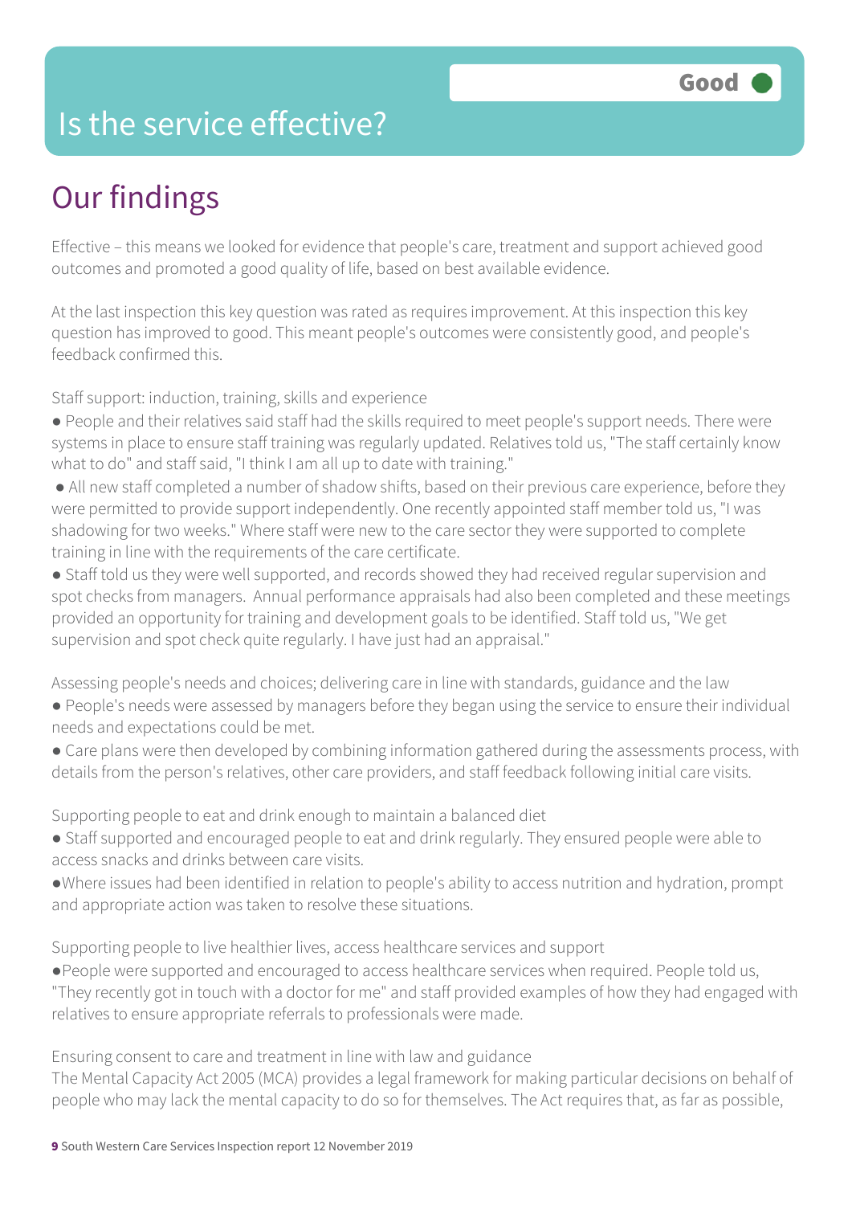# Is the service effective?

**Good**

## Our findings

Effective – this means we looked for evidence that people's care, treatment and support achieved good outcomes and promoted a good quality of life, based on best available evidence.

At the last inspection this key question was rated as requires improvement. At this inspection this key question has improved to good. This meant people's outcomes were consistently good, and people's feedback confirmed this.

Staff support: induction, training, skills and experience

- People and their relatives said staff had the skills required to meet people's support needs. There were systems in place to ensure staff training was regularly updated. Relatives told us, "The staff certainly know what to do" and staff said, "I think I am all up to date with training."
- All new staff completed a number of shadow shifts, based on their previous care experience, before they were permitted to provide support independently. One recently appointed staff member told us, "I was shadowing for two weeks." Where staff were new to the care sector they were supported to complete training in line with the requirements of the care certificate.
- Staff told us they were well supported, and records showed they had received regular supervision and spot checks from managers. Annual performance appraisals had also been completed and these meetings provided an opportunity for training and development goals to be identified. Staff told us, "We get supervision and spot check quite regularly. I have just had an appraisal."

Assessing people's needs and choices; delivering care in line with standards, guidance and the law

- People's needs were assessed by managers before they began using the service to ensure their individual needs and expectations could be met.
- Care plans were then developed by combining information gathered during the assessments process, with details from the person's relatives, other care providers, and staff feedback following initial care visits.

Supporting people to eat and drink enough to maintain a balanced diet

- Staff supported and encouraged people to eat and drink regularly. They ensured people were able to access snacks and drinks between care visits.
- Where issues had been identified in relation to people's ability to access nutrition and hydration, prompt and appropriate action was taken to resolve these situations.

Supporting people to live healthier lives, access healthcare services and support

- People were supported and encouraged to access healthcare services when required. People told us, "They recently got in touch with a doctor for me" and staff provided examples of how they had engaged with relatives to ensure appropriate referrals to professionals were made.

Ensuring consent to care and treatment in line with law and guidance

The Mental Capacity Act 2005 (MCA) provides a legal framework for making particular decisions on behalf of people who may lack the mental capacity to do so for themselves. The Act requires that, as far as possible,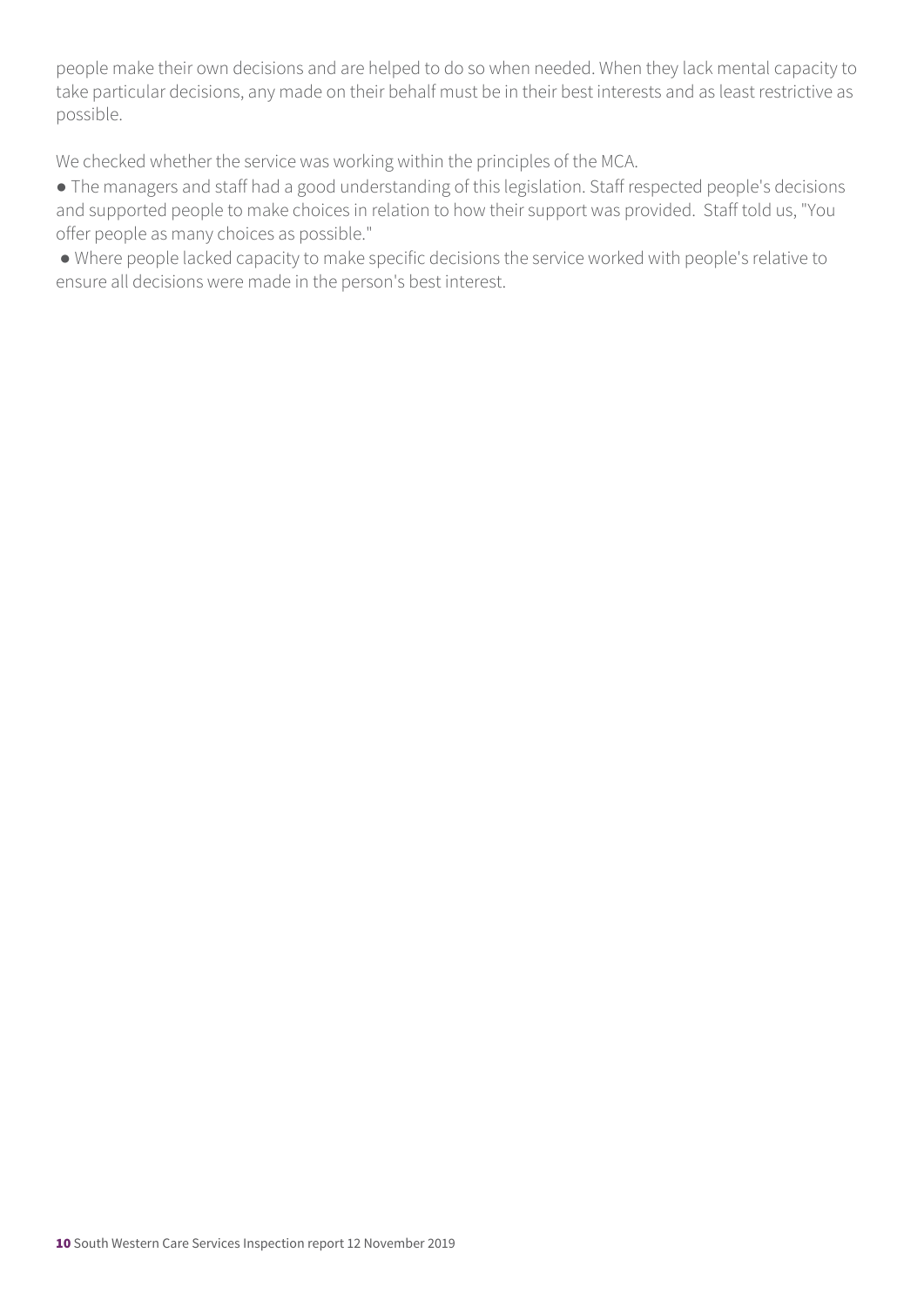people make their own decisions and are helped to do so when needed. When they lack mental capacity to take particular decisions, any made on their behalf must be in their best interests and as least restrictive as possible.

We checked whether the service was working within the principles of the MCA.

- The managers and staff had a good understanding of this legislation. Staff respected people's decisions and supported people to make choices in relation to how their support was provided. Staff told us, "You offer people as many choices as possible."
- Where people lacked capacity to make specific decisions the service worked with people's relative to ensure all decisions were made in the person's best interest.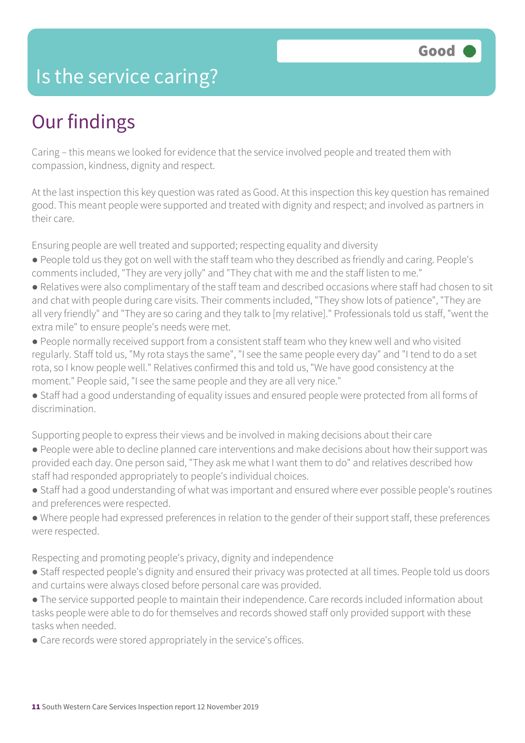# Is the service caring?

Good

## Our findings

Caring – this means we looked for evidence that the service involved people and treated them with compassion, kindness, dignity and respect.

At the last inspection this key question was rated as Good. At this inspection this key question has remained good. This meant people were supported and treated with dignity and respect; and involved as partners in their care.

Ensuring people are well treated and supported; respecting equality and diversity

- People told us they got on well with the staff team who they described as friendly and caring. People's comments included, "They are very jolly" and "They chat with me and the staff listen to me."
- Relatives were also complimentary of the staff team and described occasions where staff had chosen to sit and chat with people during care visits. Their comments included, "They show lots of patience", "They are all very friendly" and "They are so caring and they talk to [my relative]." Professionals told us staff, "went the extra mile" to ensure people's needs were met.
- People normally received support from a consistent staff team who they knew well and who visited regularly. Staff told us, "My rota stays the same", "I see the same people every day" and "I tend to do a set rota, so I know people well." Relatives confirmed this and told us, "We have good consistency at the moment." People said, "I see the same people and they are all very nice."
- Staff had a good understanding of equality issues and ensured people were protected from all forms of discrimination.

Supporting people to express their views and be involved in making decisions about their care

- People were able to decline planned care interventions and make decisions about how their support was provided each day. One person said, "They ask me what I want them to do" and relatives described how staff had responded appropriately to people's individual choices.
- Staff had a good understanding of what was important and ensured where ever possible people's routines and preferences were respected.
- Where people had expressed preferences in relation to the gender of their support staff, these preferences were respected.

Respecting and promoting people's privacy, dignity and independence

- Staff respected people's dignity and ensured their privacy was protected at all times. People told us doors and curtains were always closed before personal care was provided.
- The service supported people to maintain their independence. Care records included information about tasks people were able to do for themselves and records showed staff only provided support with these tasks when needed.
- Care records were stored appropriately in the service's offices.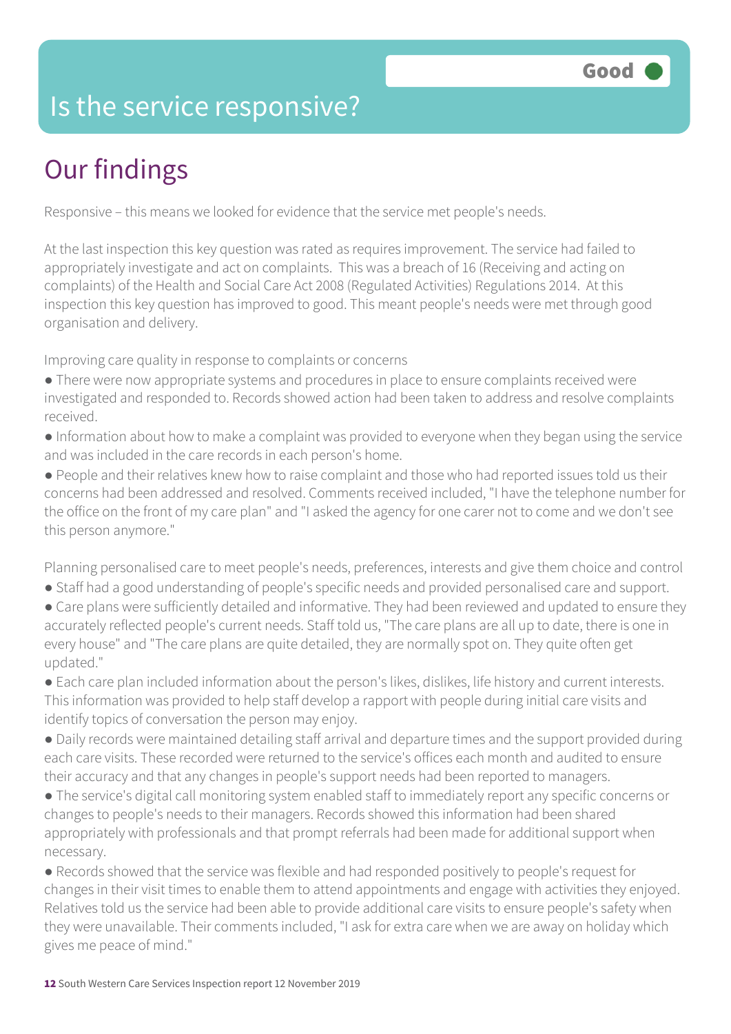# Is the service responsive?

Good

## Our findings

Responsive – this means we looked for evidence that the service met people's needs.

At the last inspection this key question was rated as requires improvement. The service had failed to appropriately investigate and act on complaints. This was a breach of 16 (Receiving and acting on complaints) of the Health and Social Care Act 2008 (Regulated Activities) Regulations 2014. At this inspection this key question has improved to good. This meant people's needs were met through good organisation and delivery.

Improving care quality in response to complaints or concerns

- There were now appropriate systems and procedures in place to ensure complaints received were investigated and responded to. Records showed action had been taken to address and resolve complaints received.
- Information about how to make a complaint was provided to everyone when they began using the service and was included in the care records in each person's home.
- People and their relatives knew how to raise complaint and those who had reported issues told us their concerns had been addressed and resolved. Comments received included, "I have the telephone number for the office on the front of my care plan" and "I asked the agency for one carer not to come and we don't see this person anymore."

Planning personalised care to meet people's needs, preferences, interests and give them choice and control

- Staff had a good understanding of people's specific needs and provided personalised care and support.
- Care plans were sufficiently detailed and informative. They had been reviewed and updated to ensure they accurately reflected people's current needs. Staff told us, "The care plans are all up to date, there is one in every house" and "The care plans are quite detailed, they are normally spot on. They quite often get updated."
- Each care plan included information about the person's likes, dislikes, life history and current interests. This information was provided to help staff develop a rapport with people during initial care visits and identify topics of conversation the person may enjoy.
- Daily records were maintained detailing staff arrival and departure times and the support provided during each care visits. These recorded were returned to the service's offices each month and audited to ensure their accuracy and that any changes in people's support needs had been reported to managers.
- The service's digital call monitoring system enabled staff to immediately report any specific concerns or changes to people's needs to their managers. Records showed this information had been shared appropriately with professionals and that prompt referrals had been made for additional support when necessary.
- Records showed that the service was flexible and had responded positively to people's request for changes in their visit times to enable them to attend appointments and engage with activities they enjoyed. Relatives told us the service had been able to provide additional care visits to ensure people's safety when they were unavailable. Their comments included, "I ask for extra care when we are away on holiday which gives me peace of mind."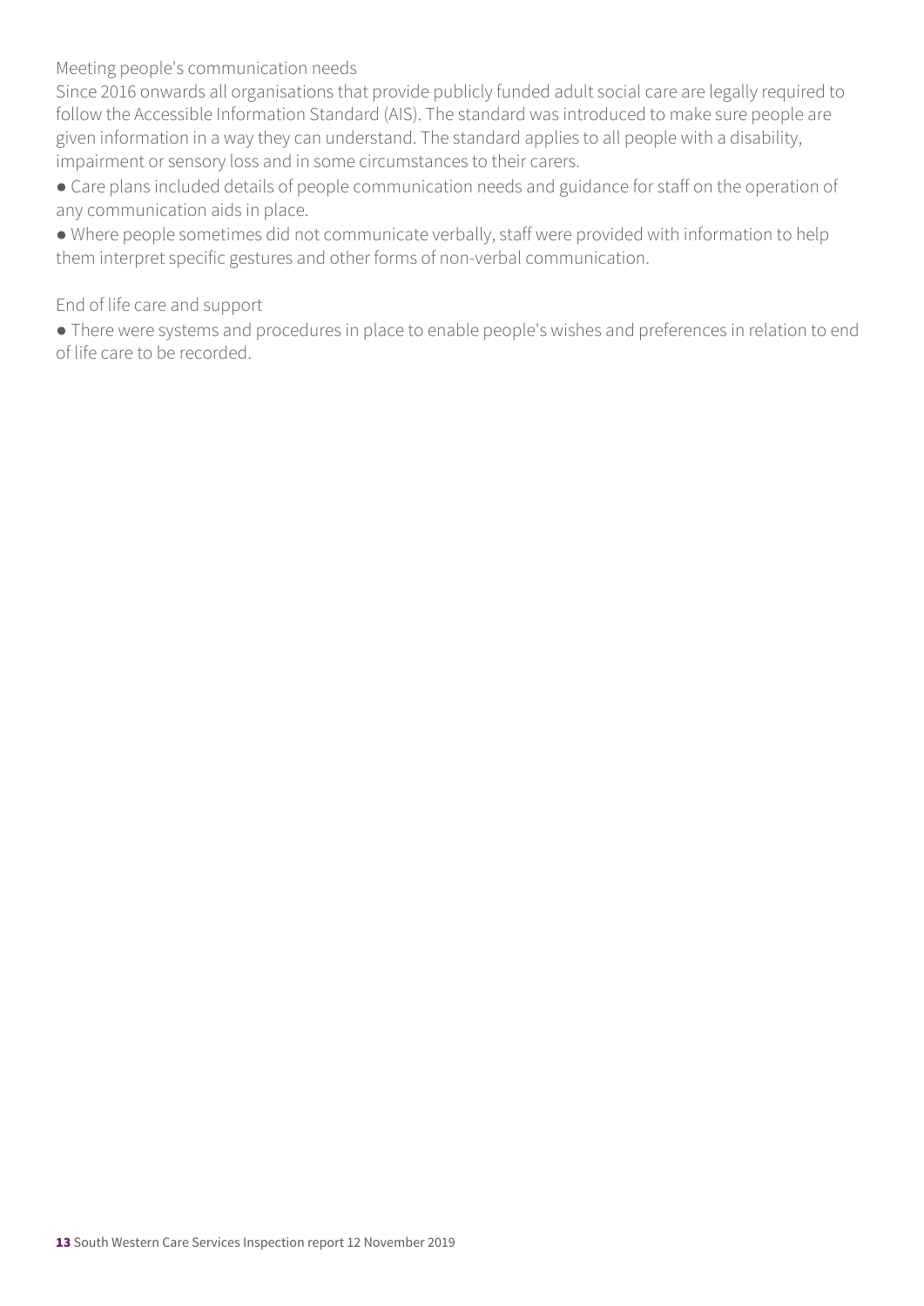Meeting people's communication needs

Since 2016 onwards all organisations that provide publicly funded adult social care are legally required to follow the Accessible Information Standard (AIS). The standard was introduced to make sure people are given information in a way they can understand. The standard applies to all people with a disability, impairment or sensory loss and in some circumstances to their carers.

- Care plans included details of people communication needs and guidance for staff on the operation of any communication aids in place.
- Where people sometimes did not communicate verbally, staff were provided with information to help them interpret specific gestures and other forms of non-verbal communication.

End of life care and support

- There were systems and procedures in place to enable people's wishes and preferences in relation to end of life care to be recorded.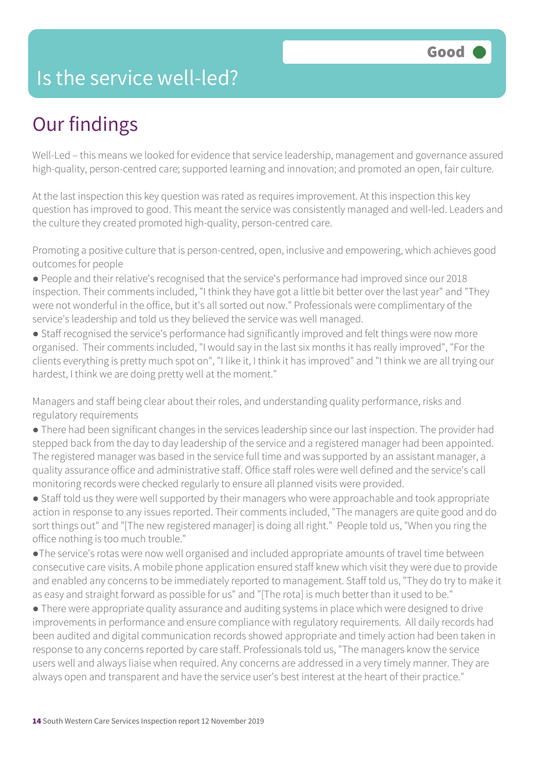# Is the service well-led?

**Good**

## Our findings

Well-Led – this means we looked for evidence that service leadership, management and governance assured high-quality, person-centred care; supported learning and innovation; and promoted an open, fair culture.

At the last inspection this key question was rated as requires improvement. At this inspection this key question has improved to good. This meant the service was consistently managed and well-led. Leaders and the culture they created promoted high-quality, person-centred care.

Promoting a positive culture that is person-centred, open, inclusive and empowering, which achieves good outcomes for people

- People and their relative's recognised that the service's performance had improved since our 2018 inspection. Their comments included, "I think they have got a little bit better over the last year" and "They were not wonderful in the office, but it's all sorted out now." Professionals were complimentary of the service's leadership and told us they believed the service was well managed.
- Staff recognised the service's performance had significantly improved and felt things were now more organised. Their comments included, "I would say in the last six months it has really improved", "For the clients everything is pretty much spot on", "I like it, I think it has improved" and "I think we are all trying our hardest, I think we are doing pretty well at the moment."

Managers and staff being clear about their roles, and understanding quality performance, risks and regulatory requirements

- There had been significant changes in the services leadership since our last inspection. The provider had stepped back from the day to day leadership of the service and a registered manager had been appointed. The registered manager was based in the service full time and was supported by an assistant manager, a quality assurance office and administrative staff. Office staff roles were well defined and the service's call monitoring records were checked regularly to ensure all planned visits were provided.
- Staff told us they were well supported by their managers who were approachable and took appropriate action in response to any issues reported. Their comments included, "The managers are quite good and do sort things out" and "[The new registered manager] is doing all right." People told us, "When you ring the office nothing is too much trouble."
- The service's rotas were now well organised and included appropriate amounts of travel time between consecutive care visits. A mobile phone application ensured staff knew which visit they were due to provide and enabled any concerns to be immediately reported to management. Staff told us, "They do try to make it as easy and straight forward as possible for us" and "[The rota] is much better than it used to be."
- There were appropriate quality assurance and auditing systems in place which were designed to drive improvements in performance and ensure compliance with regulatory requirements. All daily records had been audited and digital communication records showed appropriate and timely action had been taken in response to any concerns reported by care staff. Professionals told us, "The managers know the service users well and always liaise when required. Any concerns are addressed in a very timely manner. They are always open and transparent and have the service user's best interest at the heart of their practice."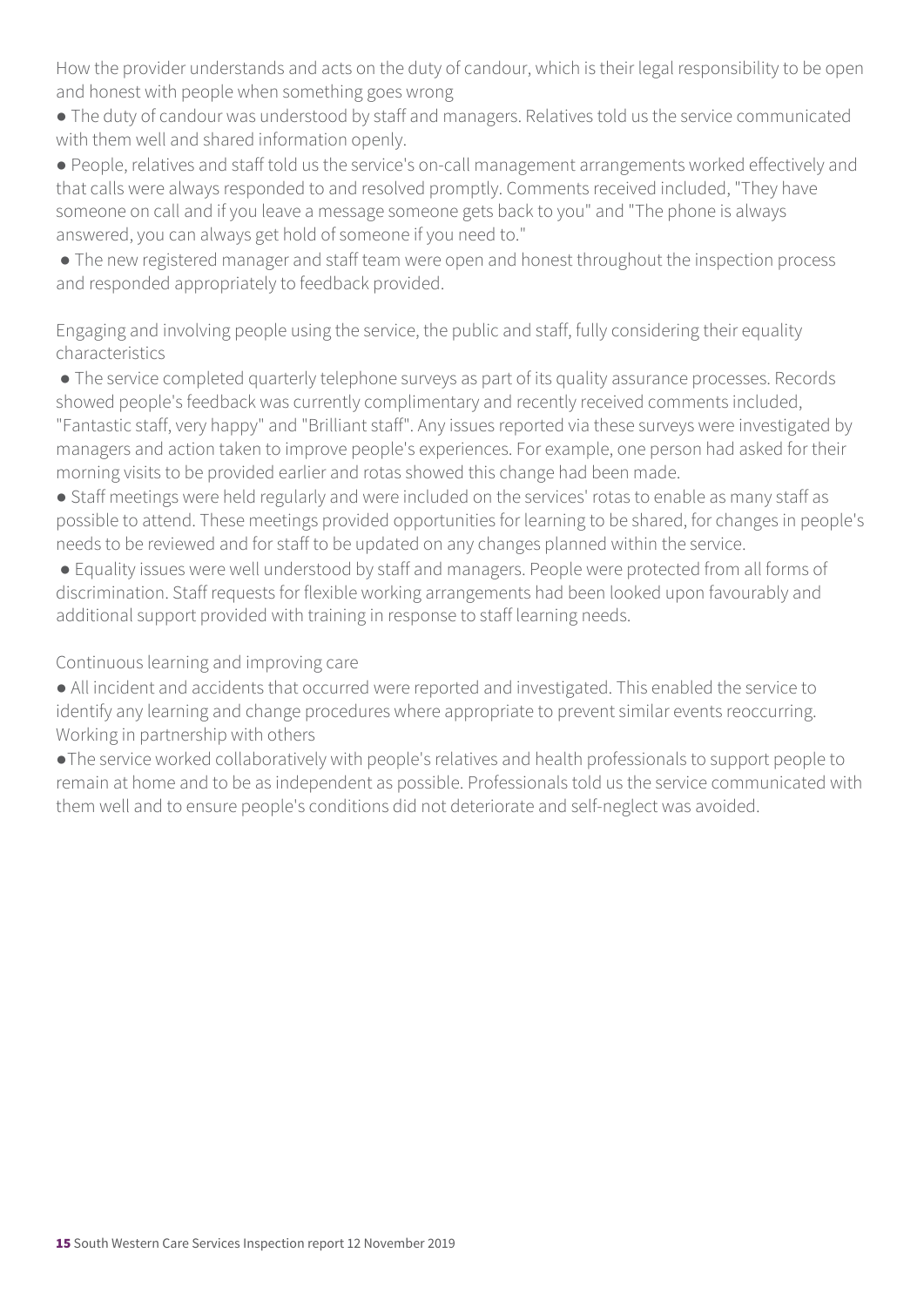How the provider understands and acts on the duty of candour, which is their legal responsibility to be open and honest with people when something goes wrong

- The duty of candour was understood by staff and managers. Relatives told us the service communicated with them well and shared information openly.
- People, relatives and staff told us the service's on-call management arrangements worked effectively and that calls were always responded to and resolved promptly. Comments received included, "They have someone on call and if you leave a message someone gets back to you" and "The phone is always answered, you can always get hold of someone if you need to."
- The new registered manager and staff team were open and honest throughout the inspection process and responded appropriately to feedback provided.

Engaging and involving people using the service, the public and staff, fully considering their equality characteristics

- The service completed quarterly telephone surveys as part of its quality assurance processes. Records showed people's feedback was currently complimentary and recently received comments included, "Fantastic staff, very happy" and "Brilliant staff". Any issues reported via these surveys were investigated by managers and action taken to improve people's experiences. For example, one person had asked for their morning visits to be provided earlier and rotas showed this change had been made.
- Staff meetings were held regularly and were included on the services' rotas to enable as many staff as possible to attend. These meetings provided opportunities for learning to be shared, for changes in people's needs to be reviewed and for staff to be updated on any changes planned within the service.
- Equality issues were well understood by staff and managers. People were protected from all forms of discrimination. Staff requests for flexible working arrangements had been looked upon favourably and additional support provided with training in response to staff learning needs.

Continuous learning and improving care

- All incident and accidents that occurred were reported and investigated. This enabled the service to identify any learning and change procedures where appropriate to prevent similar events reoccurring.

Working in partnership with others

- The service worked collaboratively with people's relatives and health professionals to support people to remain at home and to be as independent as possible. Professionals told us the service communicated with them well and to ensure people's conditions did not deteriorate and self-neglect was avoided.